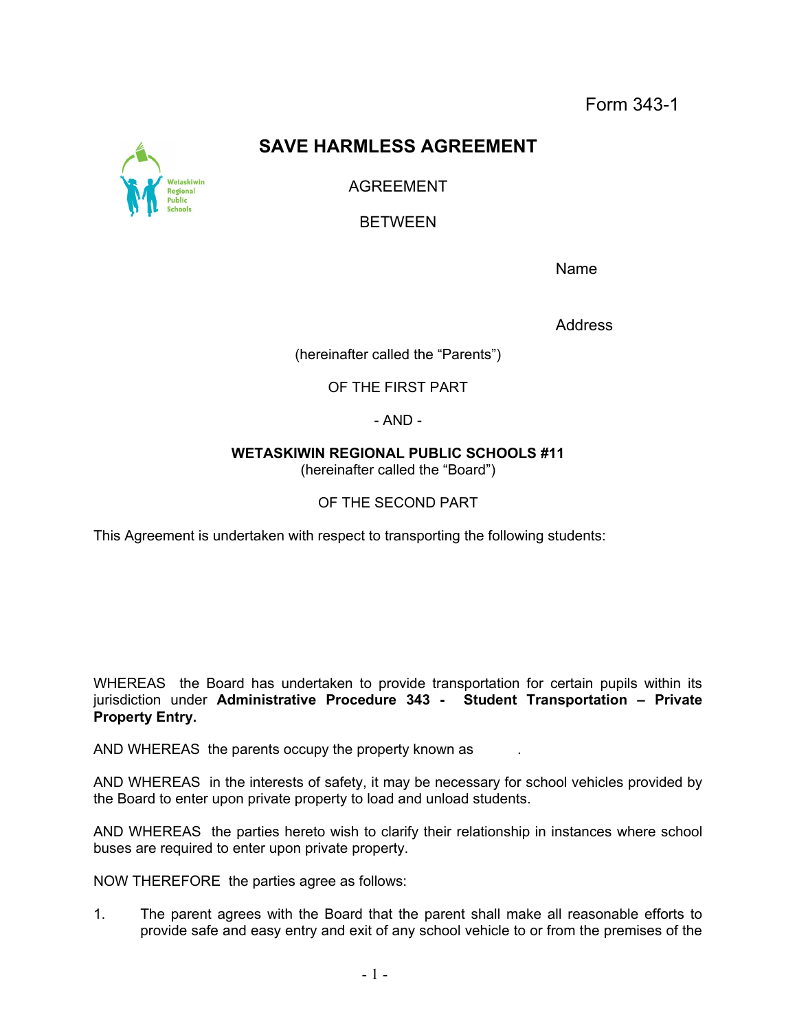Form 343-1

# SAVE HARMLESS AGREEMENT

AGREEMENT

BETWEEN

Name

Address

(hereinafter called the “Parents”)

OF THE FIRST PART

- AND -

**WETASKIWIN REGIONAL PUBLIC SCHOOLS #11**
(hereinafter called the “Board”)

OF THE SECOND PART

This Agreement is undertaken with respect to transporting the following students:

WHEREAS the Board has undertaken to provide transportation for certain pupils within its jurisdiction under **Administrative Procedure 343 - Student Transportation – Private Property Entry.**

AND WHEREAS the parents occupy the property known as .

AND WHEREAS in the interests of safety, it may be necessary for school vehicles provided by the Board to enter upon private property to load and unload students.

AND WHEREAS the parties hereto wish to clarify their relationship in instances where school buses are required to enter upon private property.

NOW THEREFORE the parties agree as follows:

1. The parent agrees with the Board that the parent shall make all reasonable efforts to provide safe and easy entry and exit of any school vehicle to or from the premises of the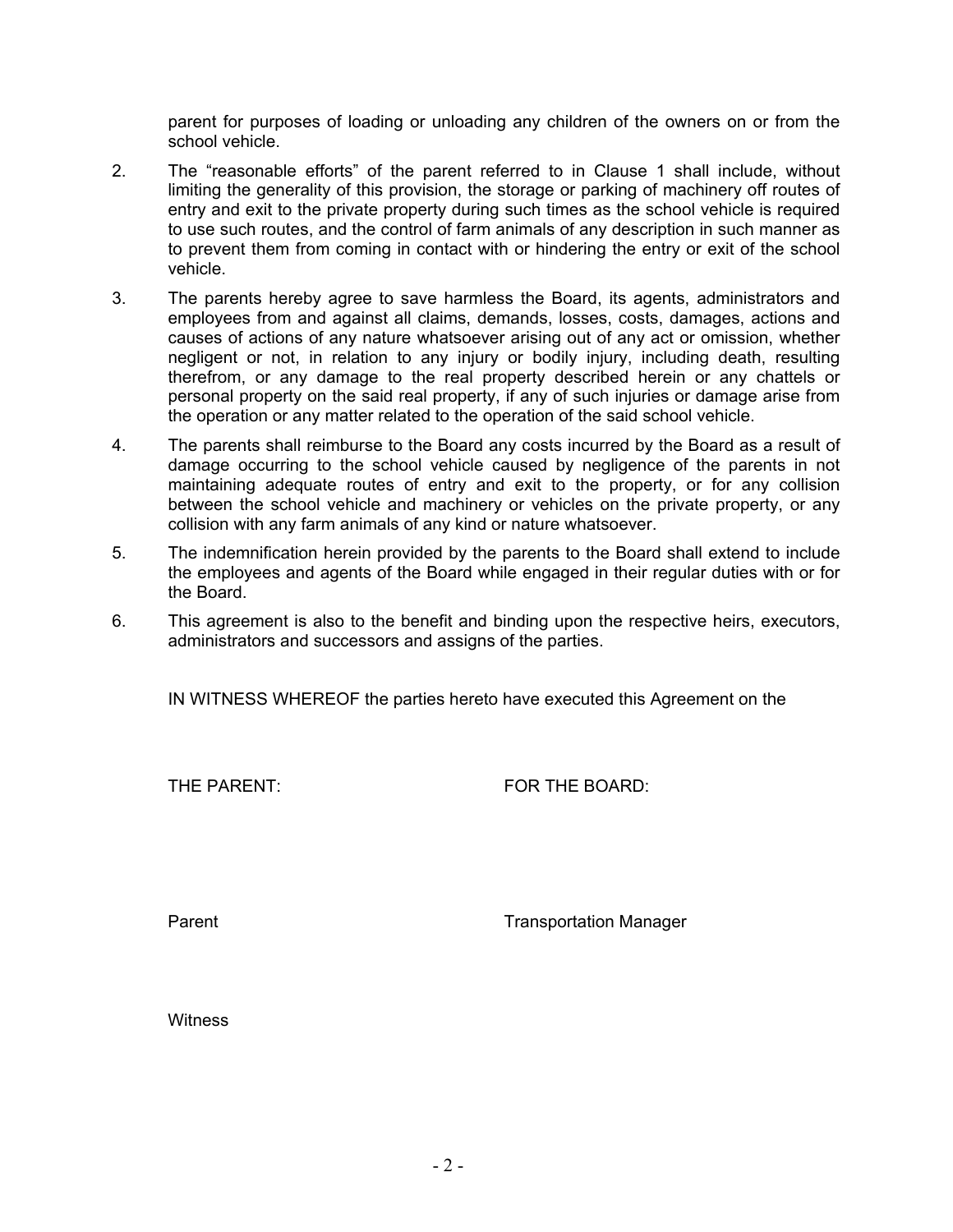parent for purposes of loading or unloading any children of the owners on or from the school vehicle.

2. The “reasonable efforts” of the parent referred to in Clause 1 shall include, without limiting the generality of this provision, the storage or parking of machinery off routes of entry and exit to the private property during such times as the school vehicle is required to use such routes, and the control of farm animals of any description in such manner as to prevent them from coming in contact with or hindering the entry or exit of the school vehicle.

3. The parents hereby agree to save harmless the Board, its agents, administrators and employees from and against all claims, demands, losses, costs, damages, actions and causes of actions of any nature whatsoever arising out of any act or omission, whether negligent or not, in relation to any injury or bodily injury, including death, resulting therefrom, or any damage to the real property described herein or any chattels or personal property on the said real property, if any of such injuries or damage arise from the operation or any matter related to the operation of the said school vehicle.

4. The parents shall reimburse to the Board any costs incurred by the Board as a result of damage occurring to the school vehicle caused by negligence of the parents in not maintaining adequate routes of entry and exit to the property, or for any collision between the school vehicle and machinery or vehicles on the private property, or any collision with any farm animals of any kind or nature whatsoever.

5. The indemnification herein provided by the parents to the Board shall extend to include the employees and agents of the Board while engaged in their regular duties with or for the Board.

6. This agreement is also to the benefit and binding upon the respective heirs, executors, administrators and successors and assigns of the parties.

IN WITNESS WHEREOF the parties hereto have executed this Agreement on the

THE PARENT: FOR THE BOARD:

Parent Transportation Manager

Witness